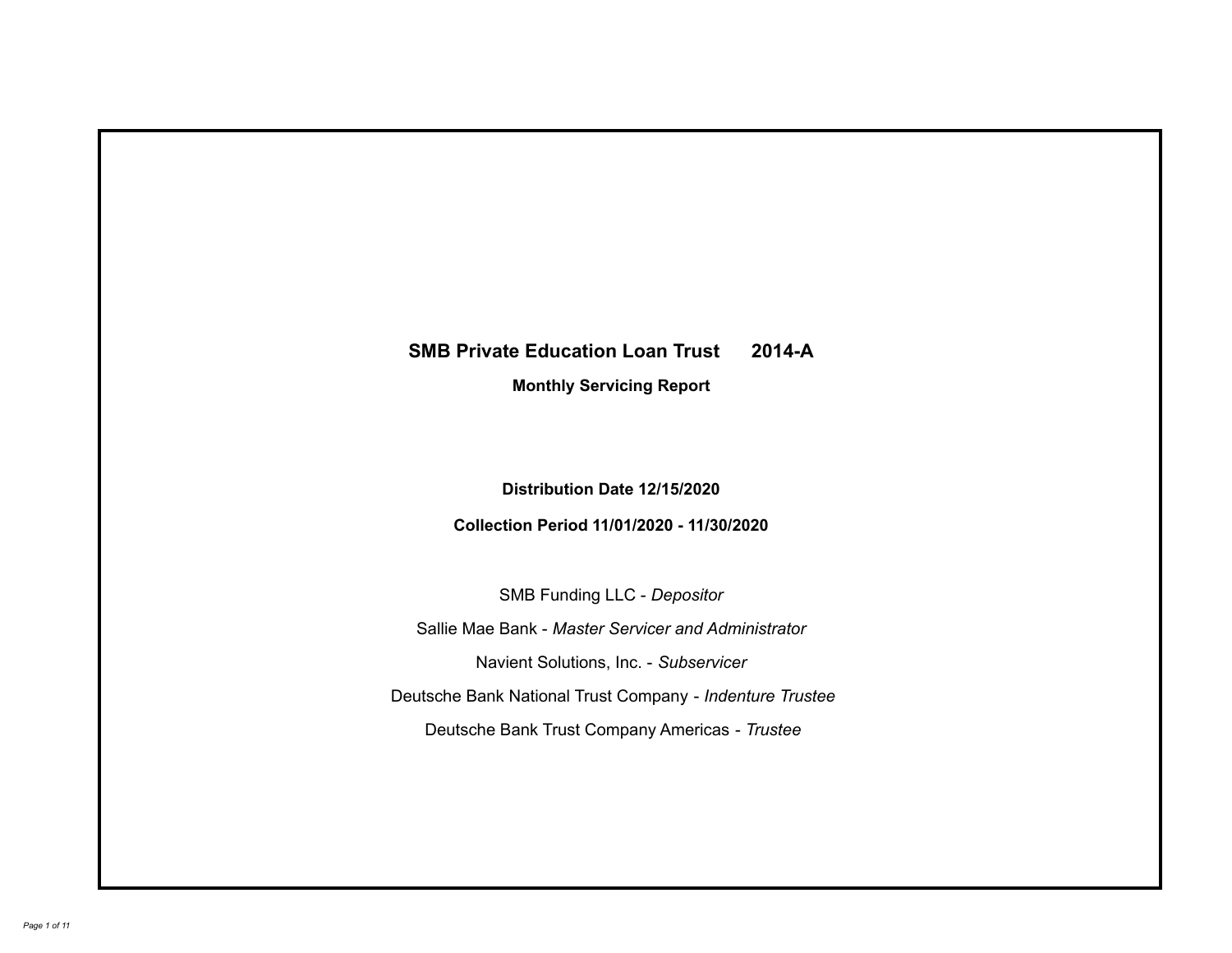# SMB Private Education Loan Trust 2014-A

## Monthly Servicing Report

**Distribution Date 12/15/2020**

**Collection Period 11/01/2020 - 11/30/2020**

SMB Funding LLC - *Depositor*

Sallie Mae Bank - *Master Servicer and Administrator*

Navient Solutions, Inc. - *Subservicer*

Deutsche Bank National Trust Company - *Indenture Trustee*

Deutsche Bank Trust Company Americas - *Trustee*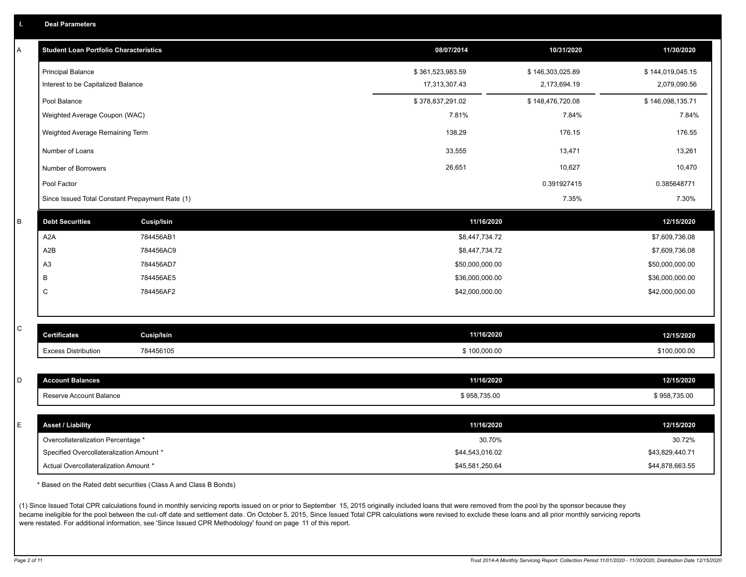## I. Deal Parameters

### A

| Student Loan Portfolio Characteristics | 08/07/2014 | 10/31/2020 | 11/30/2020 |
|---|---|---|---|
| Principal Balance | $ 361,523,983.59 | $ 146,303,025.89 | $ 144,019,045.15 |
| Interest to be Capitalized Balance | 17,313,307.43 | 2,173,694.19 | 2,079,090.56 |
| Pool Balance | $ 378,837,291.02 | $ 148,476,720.08 | $ 146,098,135.71 |
| Weighted Average Coupon (WAC) | 7.81% | 7.84% | 7.84% |
| Weighted Average Remaining Term | 138.29 | 176.15 | 176.55 |
| Number of Loans | 33,555 | 13,471 | 13,261 |
| Number of Borrowers | 26,651 | 10,627 | 10,470 |
| Pool Factor | | 0.391927415 | 0.385648771 |
| Since Issued Total Constant Prepayment Rate (1) | | 7.35% | 7.30% |

### B

| Debt Securities | Cusip/Isin | 11/16/2020 | 12/15/2020 |
|---|---|---|---|
| A2A | 784456AB1 | $8,447,734.72 | $7,609,736.08 |
| A2B | 784456AC9 | $8,447,734.72 | $7,609,736.08 |
| A3 | 784456AD7 | $50,000,000.00 | $50,000,000.00 |
| B | 784456AE5 | $36,000,000.00 | $36,000,000.00 |
| C | 784456AF2 | $42,000,000.00 | $42,000,000.00 |

### C

| Certificates | Cusip/Isin | 11/16/2020 | 12/15/2020 |
|---|---|---|---|
| Excess Distribution | 784456105 | $ 100,000.00 | $100,000.00 |

### D

| Account Balances | 11/16/2020 | 12/15/2020 |
|---|---|---|
| Reserve Account Balance | $ 958,735.00 | $ 958,735.00 |

### E

| Asset / Liability | 11/16/2020 | 12/15/2020 |
|---|---|---|
| Overcollateralization Percentage * | 30.70% | 30.72% |
| Specified Overcollateralization Amount * | $44,543,016.02 | $43,829,440.71 |
| Actual Overcollateralization Amount * | $45,581,250.64 | $44,878,663.55 |

* Based on the Rated debt securities (Class A and Class B Bonds)

(1) Since Issued Total CPR calculations found in monthly servicing reports issued on or prior to September 15, 2015 originally included loans that were removed from the pool by the sponsor because they became ineligible for the pool between the cut-off date and settlement date. On October 5, 2015, Since Issued Total CPR calculations were revised to exclude these loans and all prior monthly servicing reports were restated. For additional information, see 'Since Issued CPR Methodology' found on page 11 of this report.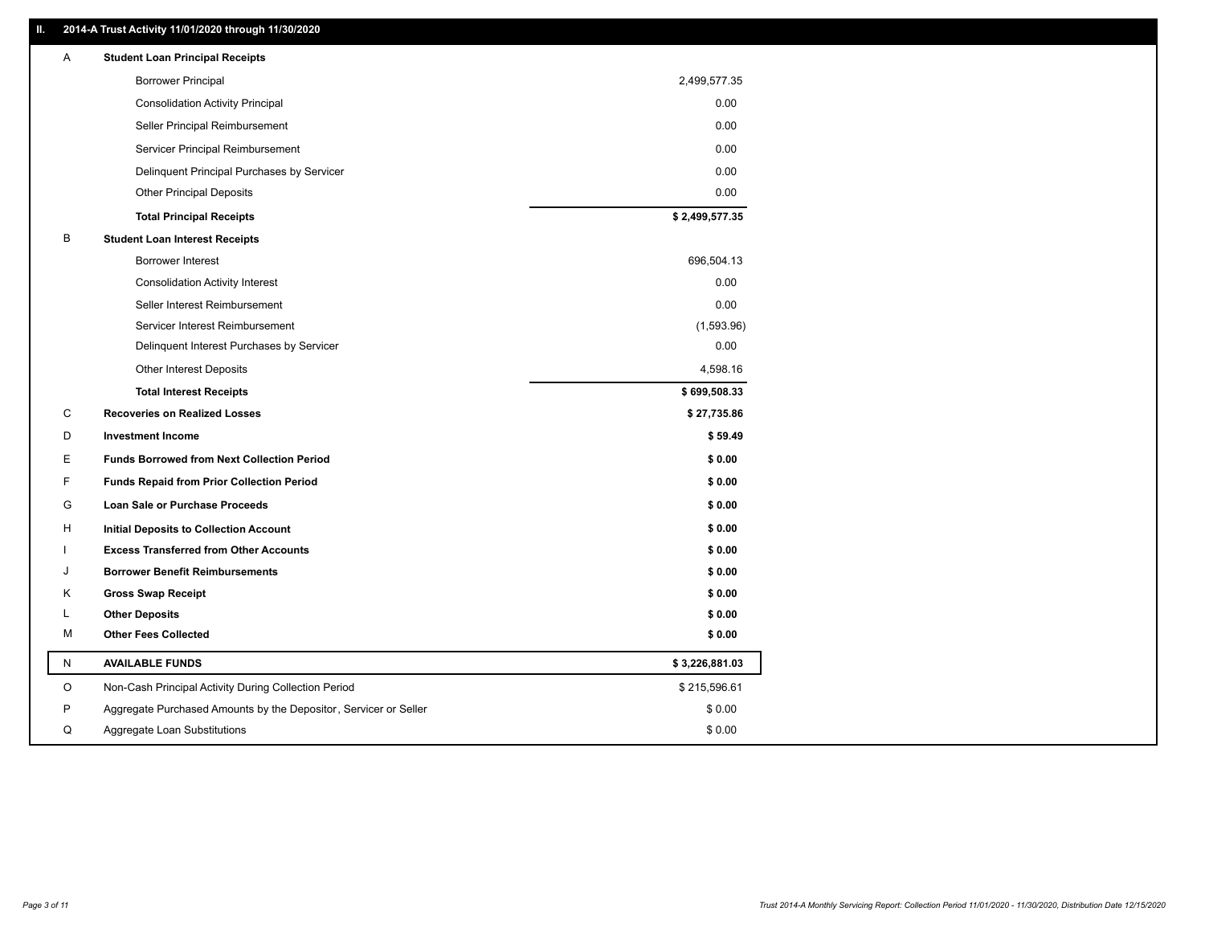## II. 2014-A Trust Activity 11/01/2020 through 11/30/2020

| | | |
|---|---|---|
| A | **Student Loan Principal Receipts** | |
| | Borrower Principal | 2,499,577.35 |
| | Consolidation Activity Principal | 0.00 |
| | Seller Principal Reimbursement | 0.00 |
| | Servicer Principal Reimbursement | 0.00 |
| | Delinquent Principal Purchases by Servicer | 0.00 |
| | Other Principal Deposits | 0.00 |
| | **Total Principal Receipts** | **$ 2,499,577.35** |
| B | **Student Loan Interest Receipts** | |
| | Borrower Interest | 696,504.13 |
| | Consolidation Activity Interest | 0.00 |
| | Seller Interest Reimbursement | 0.00 |
| | Servicer Interest Reimbursement | (1,593.96) |
| | Delinquent Interest Purchases by Servicer | 0.00 |
| | Other Interest Deposits | 4,598.16 |
| | **Total Interest Receipts** | **$ 699,508.33** |
| C | **Recoveries on Realized Losses** | **$ 27,735.86** |
| D | **Investment Income** | **$ 59.49** |
| E | **Funds Borrowed from Next Collection Period** | **$ 0.00** |
| F | **Funds Repaid from Prior Collection Period** | **$ 0.00** |
| G | **Loan Sale or Purchase Proceeds** | **$ 0.00** |
| H | **Initial Deposits to Collection Account** | **$ 0.00** |
| I | **Excess Transferred from Other Accounts** | **$ 0.00** |
| J | **Borrower Benefit Reimbursements** | **$ 0.00** |
| K | **Gross Swap Receipt** | **$ 0.00** |
| L | **Other Deposits** | **$ 0.00** |
| M | **Other Fees Collected** | **$ 0.00** |
| N | **AVAILABLE FUNDS** | **$ 3,226,881.03** |
| O | Non-Cash Principal Activity During Collection Period | $ 215,596.61 |
| P | Aggregate Purchased Amounts by the Depositor, Servicer or Seller | $ 0.00 |
| Q | Aggregate Loan Substitutions | $ 0.00 |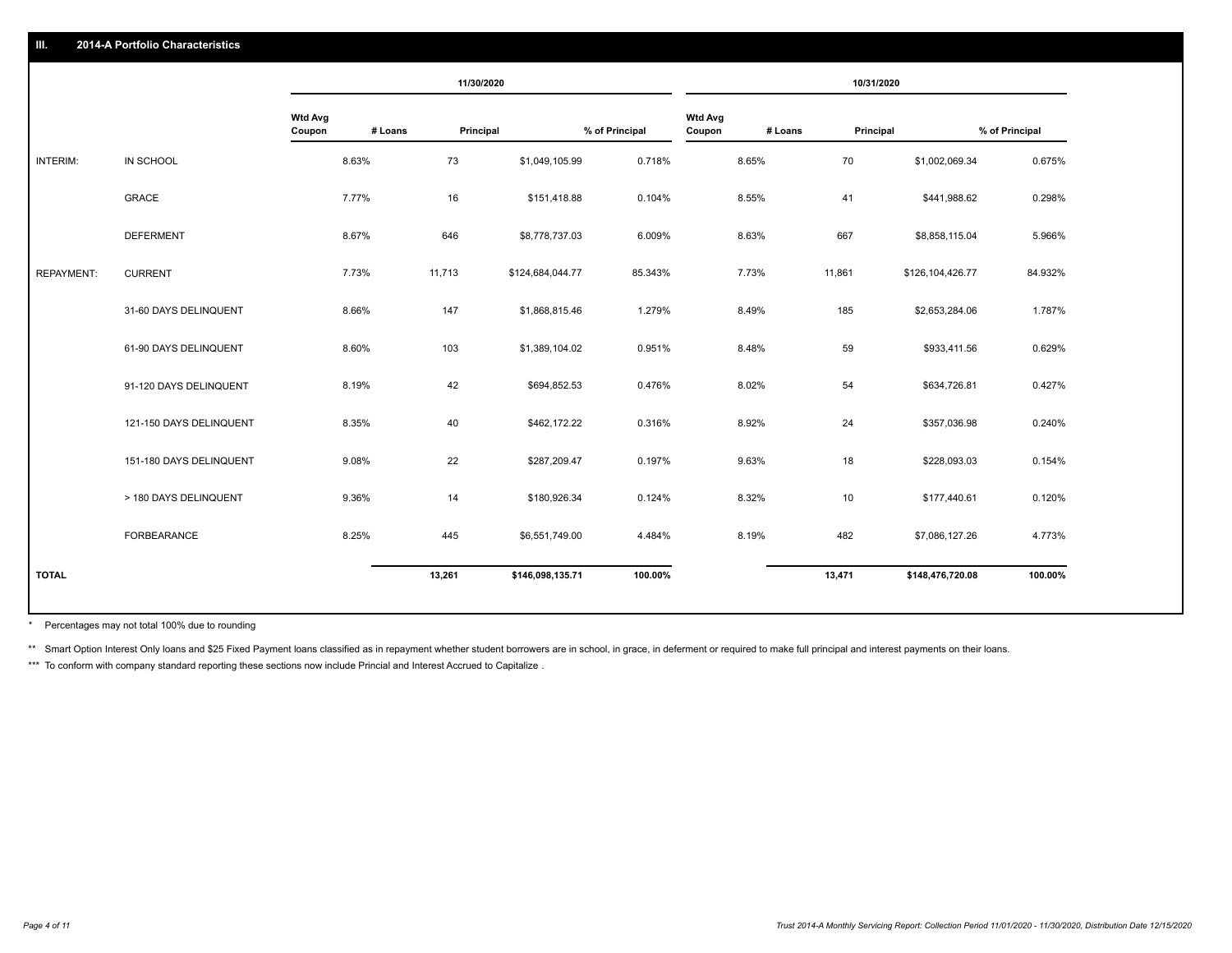## III. 2014-A Portfolio Characteristics

| | | 11/30/2020 | | | | 10/31/2020 | | | |
|---|---|---|---|---|---|---|---|---|---|
| | | Wtd Avg Coupon | # Loans | Principal | % of Principal | Wtd Avg Coupon | # Loans | Principal | % of Principal |
| INTERIM: | IN SCHOOL | 8.63% | 73 | $1,049,105.99 | 0.718% | 8.65% | 70 | $1,002,069.34 | 0.675% |
| | GRACE | 7.77% | 16 | $151,418.88 | 0.104% | 8.55% | 41 | $441,988.62 | 0.298% |
| | DEFERMENT | 8.67% | 646 | $8,778,737.03 | 6.009% | 8.63% | 667 | $8,858,115.04 | 5.966% |
| REPAYMENT: | CURRENT | 7.73% | 11,713 | $124,684,044.77 | 85.343% | 7.73% | 11,861 | $126,104,426.77 | 84.932% |
| | 31-60 DAYS DELINQUENT | 8.66% | 147 | $1,868,815.46 | 1.279% | 8.49% | 185 | $2,653,284.06 | 1.787% |
| | 61-90 DAYS DELINQUENT | 8.60% | 103 | $1,389,104.02 | 0.951% | 8.48% | 59 | $933,411.56 | 0.629% |
| | 91-120 DAYS DELINQUENT | 8.19% | 42 | $694,852.53 | 0.476% | 8.02% | 54 | $634,726.81 | 0.427% |
| | 121-150 DAYS DELINQUENT | 8.35% | 40 | $462,172.22 | 0.316% | 8.92% | 24 | $357,036.98 | 0.240% |
| | 151-180 DAYS DELINQUENT | 9.08% | 22 | $287,209.47 | 0.197% | 9.63% | 18 | $228,093.03 | 0.154% |
| | > 180 DAYS DELINQUENT | 9.36% | 14 | $180,926.34 | 0.124% | 8.32% | 10 | $177,440.61 | 0.120% |
| | FORBEARANCE | 8.25% | 445 | $6,551,749.00 | 4.484% | 8.19% | 482 | $7,086,127.26 | 4.773% |
| **TOTAL** | | | **13,261** | **$146,098,135.71** | **100.00%** | | **13,471** | **$148,476,720.08** | **100.00%** |

\* Percentages may not total 100% due to rounding

** Smart Option Interest Only loans and $25 Fixed Payment loans classified as in repayment whether student borrowers are in school, in grace, in deferment or required to make full principal and interest payments on their loans.

*** To conform with company standard reporting these sections now include Princial and Interest Accrued to Capitalize .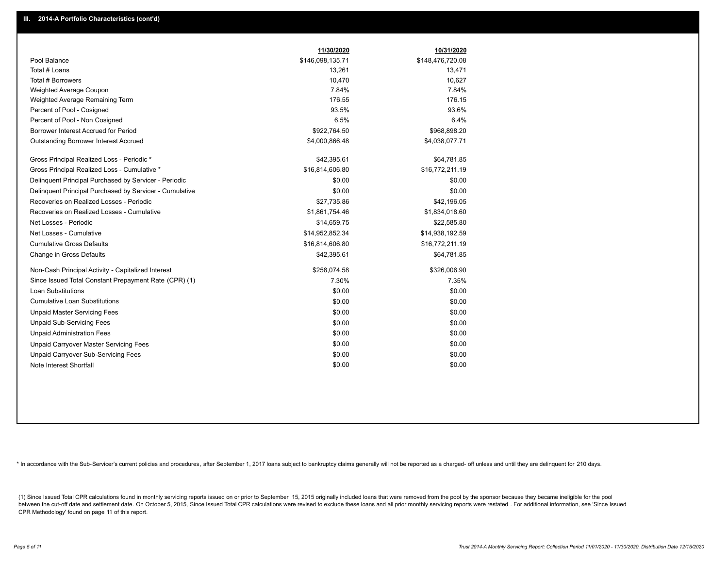## III. 2014-A Portfolio Characteristics (cont'd)

| | 11/30/2020 | 10/31/2020 |
|---|---|---|
| Pool Balance | $146,098,135.71 | $148,476,720.08 |
| Total # Loans | 13,261 | 13,471 |
| Total # Borrowers | 10,470 | 10,627 |
| Weighted Average Coupon | 7.84% | 7.84% |
| Weighted Average Remaining Term | 176.55 | 176.15 |
| Percent of Pool - Cosigned | 93.5% | 93.6% |
| Percent of Pool - Non Cosigned | 6.5% | 6.4% |
| Borrower Interest Accrued for Period | $922,764.50 | $968,898.20 |
| Outstanding Borrower Interest Accrued | $4,000,866.48 | $4,038,077.71 |
| Gross Principal Realized Loss - Periodic * | $42,395.61 | $64,781.85 |
| Gross Principal Realized Loss - Cumulative * | $16,814,606.80 | $16,772,211.19 |
| Delinquent Principal Purchased by Servicer - Periodic | $0.00 | $0.00 |
| Delinquent Principal Purchased by Servicer - Cumulative | $0.00 | $0.00 |
| Recoveries on Realized Losses - Periodic | $27,735.86 | $42,196.05 |
| Recoveries on Realized Losses - Cumulative | $1,861,754.46 | $1,834,018.60 |
| Net Losses - Periodic | $14,659.75 | $22,585.80 |
| Net Losses - Cumulative | $14,952,852.34 | $14,938,192.59 |
| Cumulative Gross Defaults | $16,814,606.80 | $16,772,211.19 |
| Change in Gross Defaults | $42,395.61 | $64,781.85 |
| Non-Cash Principal Activity - Capitalized Interest | $258,074.58 | $326,006.90 |
| Since Issued Total Constant Prepayment Rate (CPR) (1) | 7.30% | 7.35% |
| Loan Substitutions | $0.00 | $0.00 |
| Cumulative Loan Substitutions | $0.00 | $0.00 |
| Unpaid Master Servicing Fees | $0.00 | $0.00 |
| Unpaid Sub-Servicing Fees | $0.00 | $0.00 |
| Unpaid Administration Fees | $0.00 | $0.00 |
| Unpaid Carryover Master Servicing Fees | $0.00 | $0.00 |
| Unpaid Carryover Sub-Servicing Fees | $0.00 | $0.00 |
| Note Interest Shortfall | $0.00 | $0.00 |

* In accordance with the Sub-Servicer's current policies and procedures, after September 1, 2017 loans subject to bankruptcy claims generally will not be reported as a charged- off unless and until they are delinquent for 210 days.

(1) Since Issued Total CPR calculations found in monthly servicing reports issued on or prior to September 15, 2015 originally included loans that were removed from the pool by the sponsor because they became ineligible for the pool between the cut-off date and settlement date. On October 5, 2015, Since Issued Total CPR calculations were revised to exclude these loans and all prior monthly servicing reports were restated . For additional information, see 'Since Issued CPR Methodology' found on page 11 of this report.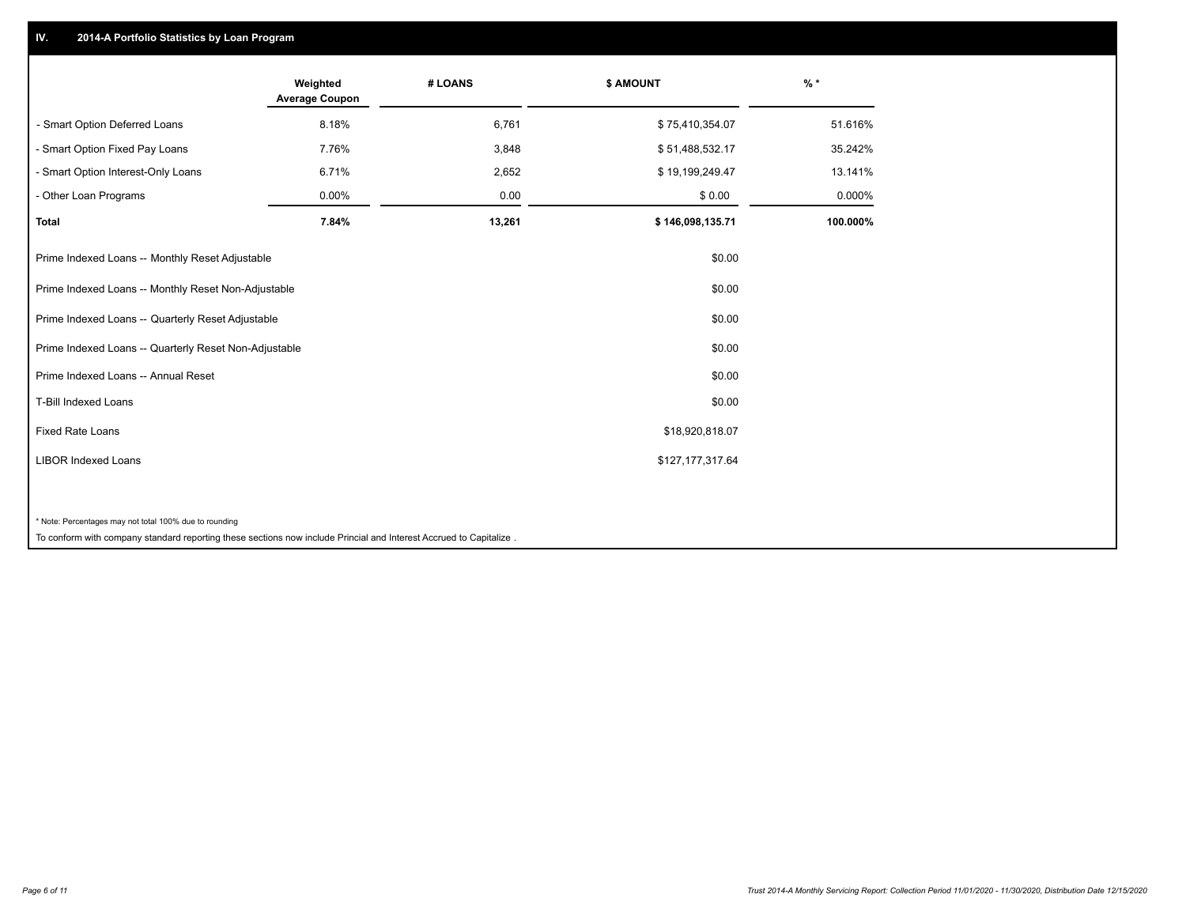## IV. 2014-A Portfolio Statistics by Loan Program

| | Weighted Average Coupon | # LOANS | $ AMOUNT | % * |
|---|---|---|---|---|
| - Smart Option Deferred Loans | 8.18% | 6,761 | $ 75,410,354.07 | 51.616% |
| - Smart Option Fixed Pay Loans | 7.76% | 3,848 | $ 51,488,532.17 | 35.242% |
| - Smart Option Interest-Only Loans | 6.71% | 2,652 | $ 19,199,249.47 | 13.141% |
| - Other Loan Programs | 0.00% | 0.00 | $ 0.00 | 0.000% |
| **Total** | **7.84%** | **13,261** | **$ 146,098,135.71** | **100.000%** |

| | $ AMOUNT |
|---|---|
| Prime Indexed Loans -- Monthly Reset Adjustable | $0.00 |
| Prime Indexed Loans -- Monthly Reset Non-Adjustable | $0.00 |
| Prime Indexed Loans -- Quarterly Reset Adjustable | $0.00 |
| Prime Indexed Loans -- Quarterly Reset Non-Adjustable | $0.00 |
| Prime Indexed Loans -- Annual Reset | $0.00 |
| T-Bill Indexed Loans | $0.00 |
| Fixed Rate Loans | $18,920,818.07 |
| LIBOR Indexed Loans | $127,177,317.64 |

* Note: Percentages may not total 100% due to rounding

To conform with company standard reporting these sections now include Princial and Interest Accrued to Capitalize .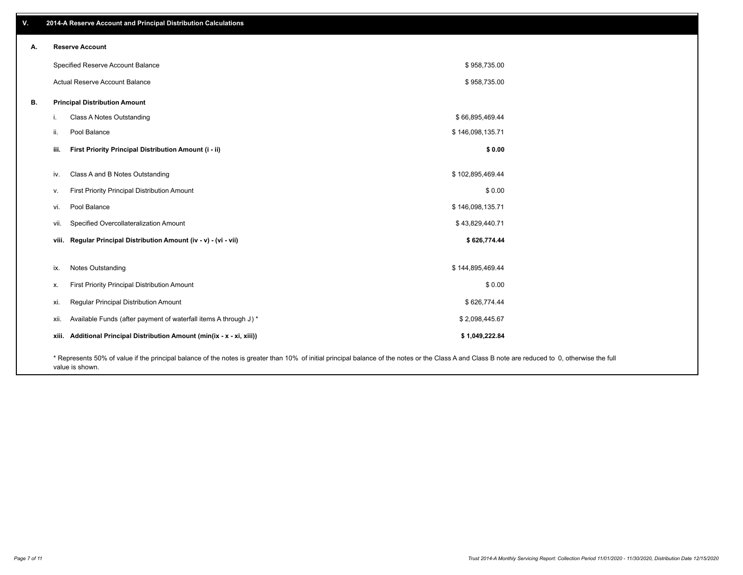## V. 2014-A Reserve Account and Principal Distribution Calculations

### A. Reserve Account

| | |
|---|---|
| Specified Reserve Account Balance | $ 958,735.00 |
| Actual Reserve Account Balance | $ 958,735.00 |

### B. Principal Distribution Amount

| | | |
|---|---|---|
| i. | Class A Notes Outstanding | $ 66,895,469.44 |
| ii. | Pool Balance | $ 146,098,135.71 |
| **iii.** | **First Priority Principal Distribution Amount (i - ii)** | **$ 0.00** |
| iv. | Class A and B Notes Outstanding | $ 102,895,469.44 |
| v. | First Priority Principal Distribution Amount | $ 0.00 |
| vi. | Pool Balance | $ 146,098,135.71 |
| vii. | Specified Overcollateralization Amount | $ 43,829,440.71 |
| **viii.** | **Regular Principal Distribution Amount (iv - v) - (vi - vii)** | **$ 626,774.44** |
| ix. | Notes Outstanding | $ 144,895,469.44 |
| x. | First Priority Principal Distribution Amount | $ 0.00 |
| xi. | Regular Principal Distribution Amount | $ 626,774.44 |
| xii. | Available Funds (after payment of waterfall items A through J) * | $ 2,098,445.67 |
| **xiii.** | **Additional Principal Distribution Amount (min(ix - x - xi, xiii))** | **$ 1,049,222.84** |

\* Represents 50% of value if the principal balance of the notes is greater than 10% of initial principal balance of the notes or the Class A and Class B note are reduced to 0, otherwise the full value is shown.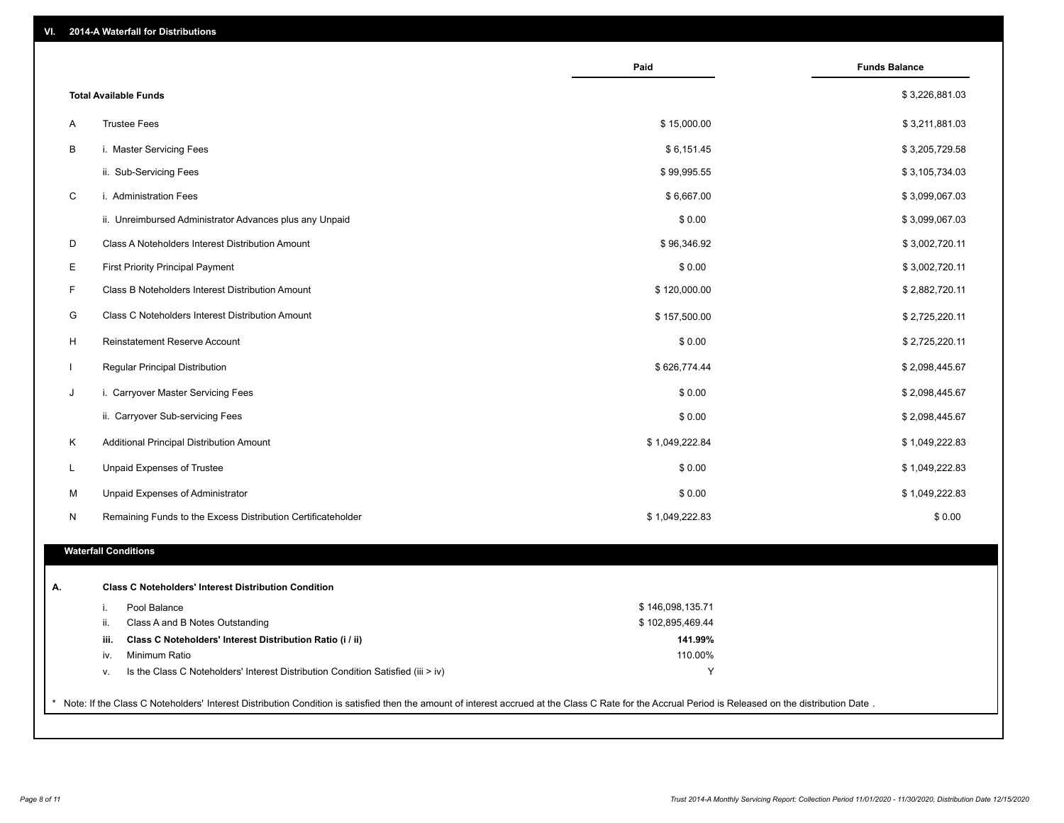## VI. 2014-A Waterfall for Distributions

| | | Paid | Funds Balance |
|---|---|---|---|
| | **Total Available Funds** | | $ 3,226,881.03 |
| A | Trustee Fees | $ 15,000.00 | $ 3,211,881.03 |
| B | i. Master Servicing Fees | $ 6,151.45 | $ 3,205,729.58 |
| | ii. Sub-Servicing Fees | $ 99,995.55 | $ 3,105,734.03 |
| C | i. Administration Fees | $ 6,667.00 | $ 3,099,067.03 |
| | ii. Unreimbursed Administrator Advances plus any Unpaid | $ 0.00 | $ 3,099,067.03 |
| D | Class A Noteholders Interest Distribution Amount | $ 96,346.92 | $ 3,002,720.11 |
| E | First Priority Principal Payment | $ 0.00 | $ 3,002,720.11 |
| F | Class B Noteholders Interest Distribution Amount | $ 120,000.00 | $ 2,882,720.11 |
| G | Class C Noteholders Interest Distribution Amount | $ 157,500.00 | $ 2,725,220.11 |
| H | Reinstatement Reserve Account | $ 0.00 | $ 2,725,220.11 |
| I | Regular Principal Distribution | $ 626,774.44 | $ 2,098,445.67 |
| J | i. Carryover Master Servicing Fees | $ 0.00 | $ 2,098,445.67 |
| | ii. Carryover Sub-servicing Fees | $ 0.00 | $ 2,098,445.67 |
| K | Additional Principal Distribution Amount | $ 1,049,222.84 | $ 1,049,222.83 |
| L | Unpaid Expenses of Trustee | $ 0.00 | $ 1,049,222.83 |
| M | Unpaid Expenses of Administrator | $ 0.00 | $ 1,049,222.83 |
| N | Remaining Funds to the Excess Distribution Certificateholder | $ 1,049,222.83 | $ 0.00 |

### Waterfall Conditions

| | | | |
|---|---|---|---|
| **A.** | | **Class C Noteholders' Interest Distribution Condition** | |
| | i. | Pool Balance | $ 146,098,135.71 |
| | ii. | Class A and B Notes Outstanding | $ 102,895,469.44 |
| | **iii.** | **Class C Noteholders' Interest Distribution Ratio (i / ii)** | **141.99%** |
| | iv. | Minimum Ratio | 110.00% |
| | v. | Is the Class C Noteholders' Interest Distribution Condition Satisfied (iii > iv) | Y |

* Note: If the Class C Noteholders' Interest Distribution Condition is satisfied then the amount of interest accrued at the Class C Rate for the Accrual Period is Released on the distribution Date .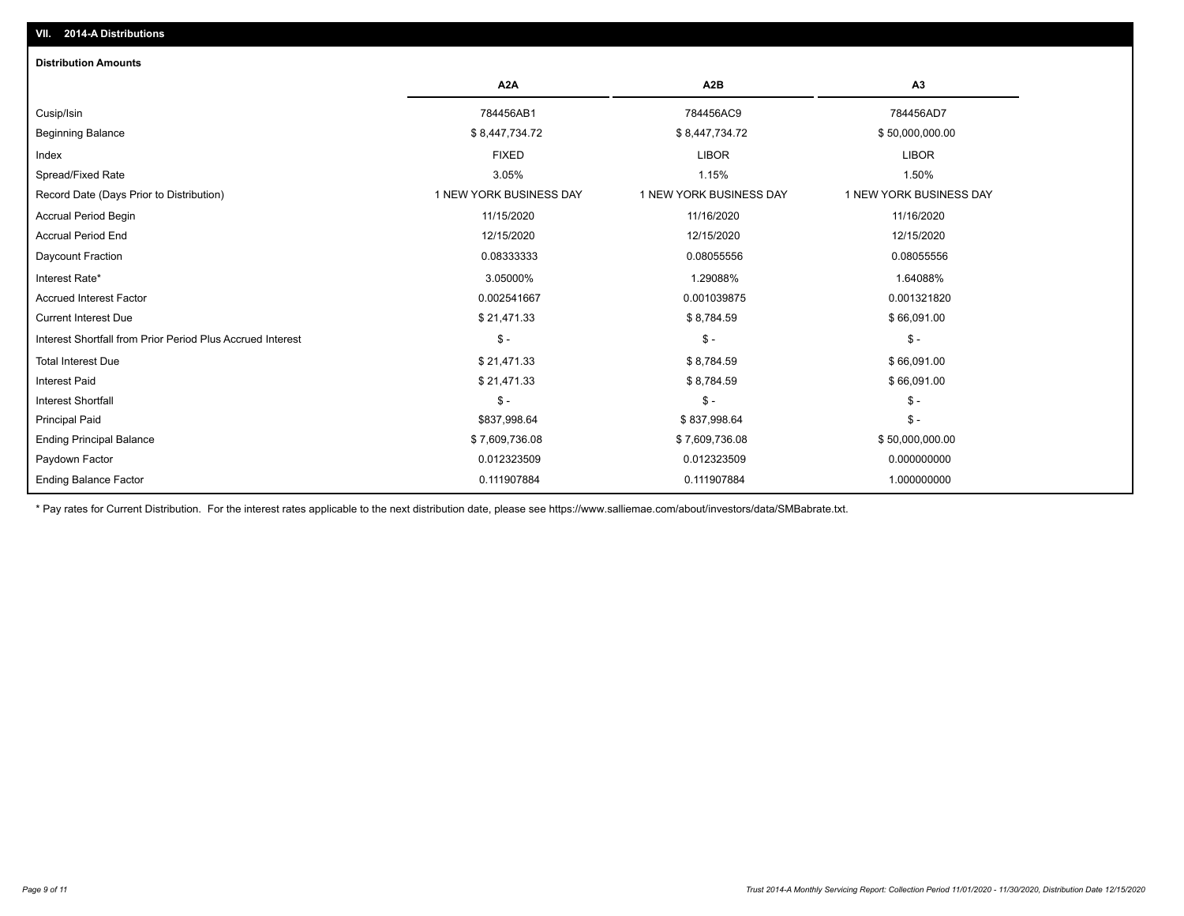## VII. 2014-A Distributions

### Distribution Amounts

| | A2A | A2B | A3 |
|---|---|---|---|
| Cusip/Isin | 784456AB1 | 784456AC9 | 784456AD7 |
| Beginning Balance | $ 8,447,734.72 | $ 8,447,734.72 | $ 50,000,000.00 |
| Index | FIXED | LIBOR | LIBOR |
| Spread/Fixed Rate | 3.05% | 1.15% | 1.50% |
| Record Date (Days Prior to Distribution) | 1 NEW YORK BUSINESS DAY | 1 NEW YORK BUSINESS DAY | 1 NEW YORK BUSINESS DAY |
| Accrual Period Begin | 11/15/2020 | 11/16/2020 | 11/16/2020 |
| Accrual Period End | 12/15/2020 | 12/15/2020 | 12/15/2020 |
| Daycount Fraction | 0.08333333 | 0.08055556 | 0.08055556 |
| Interest Rate* | 3.05000% | 1.29088% | 1.64088% |
| Accrued Interest Factor | 0.002541667 | 0.001039875 | 0.001321820 |
| Current Interest Due | $ 21,471.33 | $ 8,784.59 | $ 66,091.00 |
| Interest Shortfall from Prior Period Plus Accrued Interest | $ - | $ - | $ - |
| Total Interest Due | $ 21,471.33 | $ 8,784.59 | $ 66,091.00 |
| Interest Paid | $ 21,471.33 | $ 8,784.59 | $ 66,091.00 |
| Interest Shortfall | $ - | $ - | $ - |
| Principal Paid | $837,998.64 | $ 837,998.64 | $ - |
| Ending Principal Balance | $ 7,609,736.08 | $ 7,609,736.08 | $ 50,000,000.00 |
| Paydown Factor | 0.012323509 | 0.012323509 | 0.000000000 |
| Ending Balance Factor | 0.111907884 | 0.111907884 | 1.000000000 |

* Pay rates for Current Distribution. For the interest rates applicable to the next distribution date, please see https://www.salliemae.com/about/investors/data/SMBabrate.txt.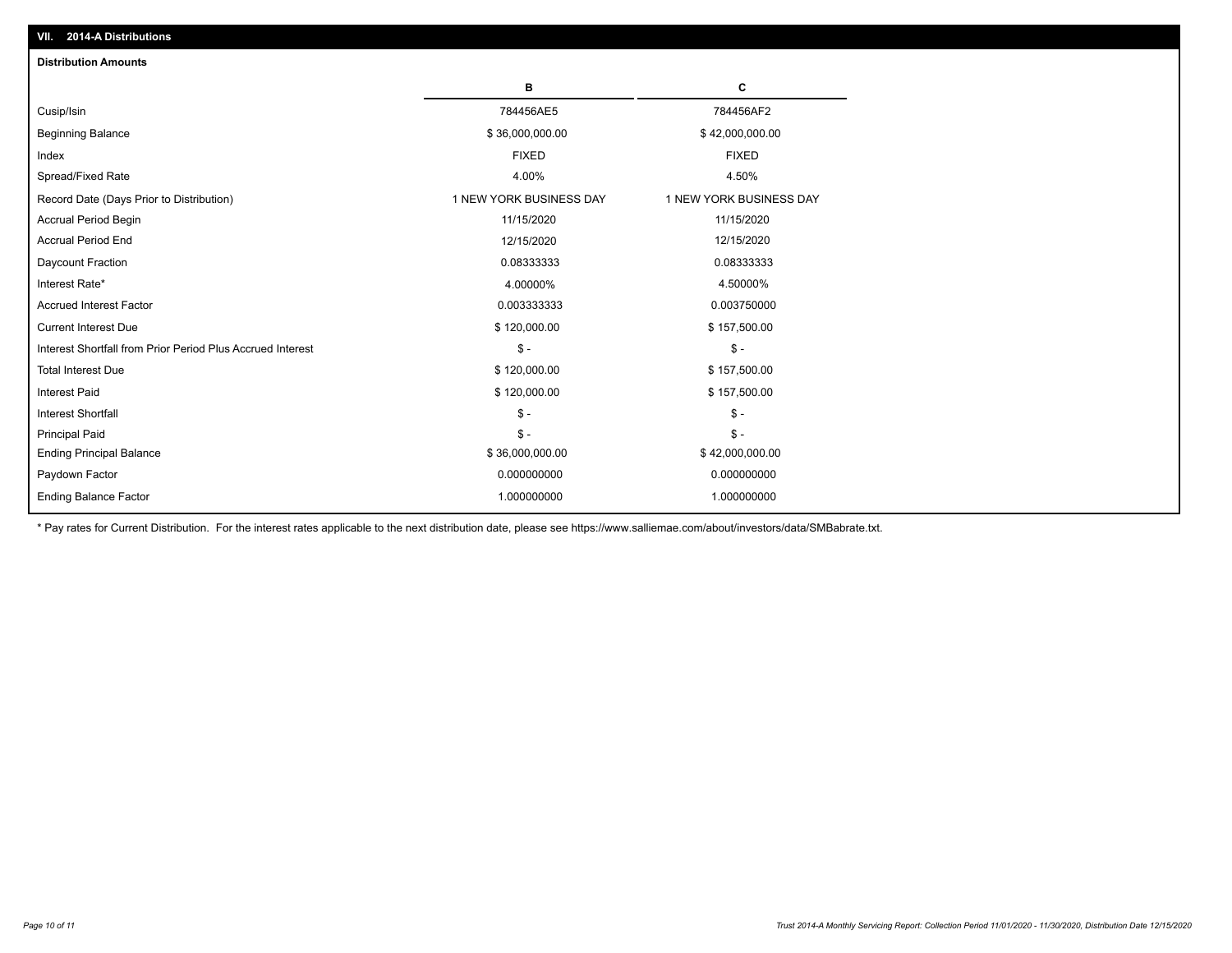## VII. 2014-A Distributions

### Distribution Amounts

| | B | C |
|---|---|---|
| Cusip/Isin | 784456AE5 | 784456AF2 |
| Beginning Balance | $ 36,000,000.00 | $ 42,000,000.00 |
| Index | FIXED | FIXED |
| Spread/Fixed Rate | 4.00% | 4.50% |
| Record Date (Days Prior to Distribution) | 1 NEW YORK BUSINESS DAY | 1 NEW YORK BUSINESS DAY |
| Accrual Period Begin | 11/15/2020 | 11/15/2020 |
| Accrual Period End | 12/15/2020 | 12/15/2020 |
| Daycount Fraction | 0.08333333 | 0.08333333 |
| Interest Rate* | 4.00000% | 4.50000% |
| Accrued Interest Factor | 0.003333333 | 0.003750000 |
| Current Interest Due | $ 120,000.00 | $ 157,500.00 |
| Interest Shortfall from Prior Period Plus Accrued Interest | $ - | $ - |
| Total Interest Due | $ 120,000.00 | $ 157,500.00 |
| Interest Paid | $ 120,000.00 | $ 157,500.00 |
| Interest Shortfall | $ - | $ - |
| Principal Paid | $ - | $ - |
| Ending Principal Balance | $ 36,000,000.00 | $ 42,000,000.00 |
| Paydown Factor | 0.000000000 | 0.000000000 |
| Ending Balance Factor | 1.000000000 | 1.000000000 |

* Pay rates for Current Distribution. For the interest rates applicable to the next distribution date, please see https://www.salliemae.com/about/investors/data/SMBabrate.txt.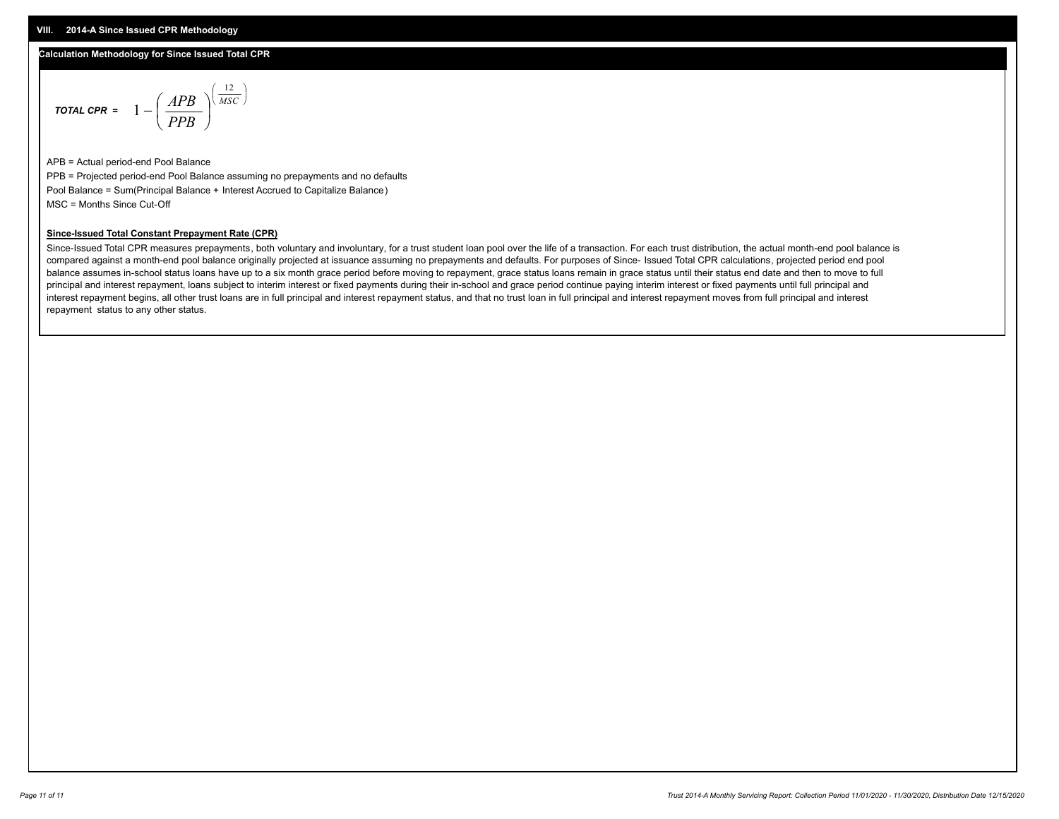## VIII. 2014-A Since Issued CPR Methodology

### Calculation Methodology for Since Issued Total CPR

***TOTAL CPR =*** $$1 - \left( \frac{APB}{PPB} \right)^{\left( \frac{12}{MSC} \right)}$$

APB = Actual period-end Pool Balance

PPB = Projected period-end Pool Balance assuming no prepayments and no defaults

Pool Balance = Sum(Principal Balance + Interest Accrued to Capitalize Balance)

MSC = Months Since Cut-Off

**Since-Issued Total Constant Prepayment Rate (CPR)**

Since-Issued Total CPR measures prepayments, both voluntary and involuntary, for a trust student loan pool over the life of a transaction. For each trust distribution, the actual month-end pool balance is compared against a month-end pool balance originally projected at issuance assuming no prepayments and defaults. For purposes of Since- Issued Total CPR calculations, projected period end pool balance assumes in-school status loans have up to a six month grace period before moving to repayment, grace status loans remain in grace status until their status end date and then to move to full principal and interest repayment, loans subject to interim interest or fixed payments during their in-school and grace period continue paying interim interest or fixed payments until full principal and interest repayment begins, all other trust loans are in full principal and interest repayment status, and that no trust loan in full principal and interest repayment moves from full principal and interest repayment status to any other status.